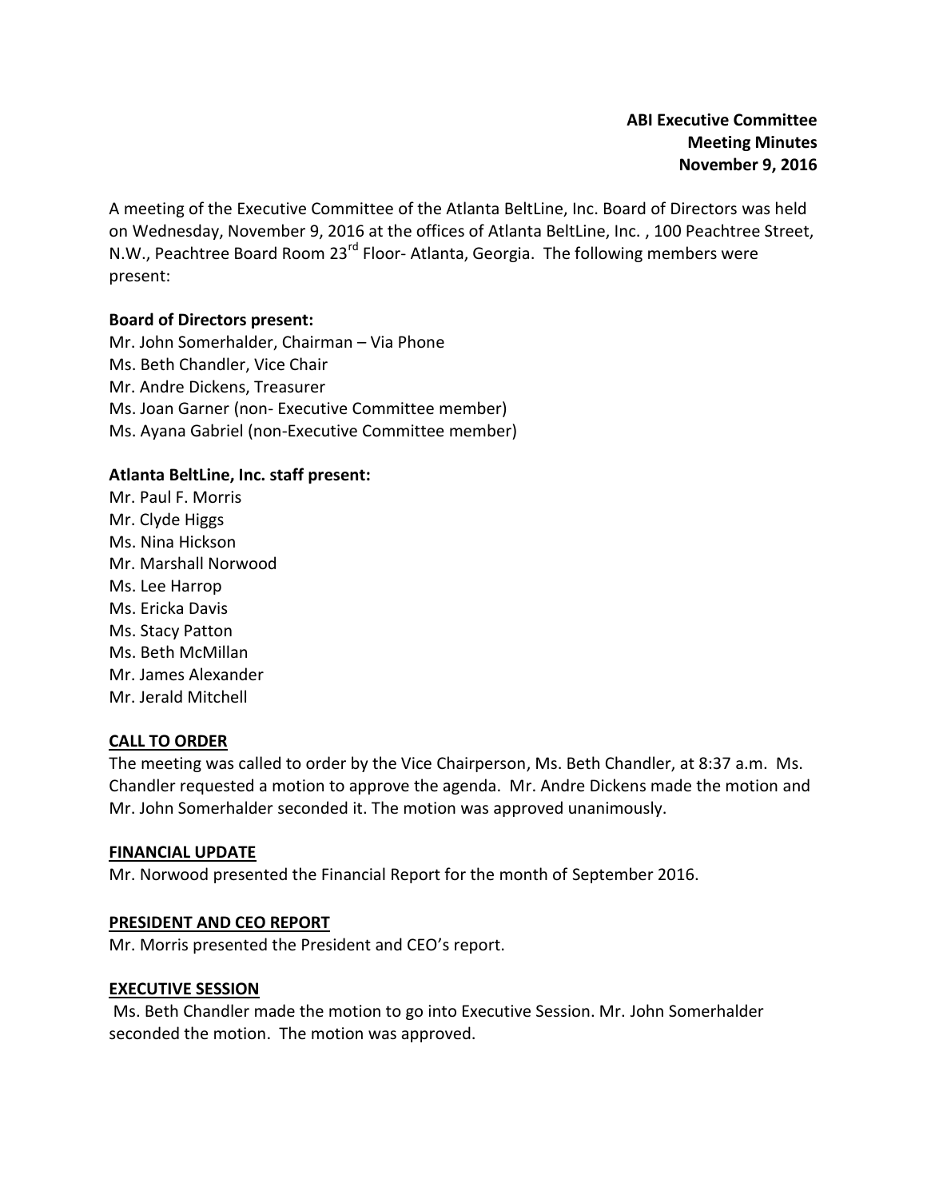**ABI Executive Committee**
**Meeting Minutes**
**November 9, 2016**

A meeting of the Executive Committee of the Atlanta BeltLine, Inc. Board of Directors was held on Wednesday, November 9, 2016 at the offices of Atlanta BeltLine, Inc. , 100 Peachtree Street, N.W., Peachtree Board Room 23rd Floor- Atlanta, Georgia. The following members were present:

**Board of Directors present:**
Mr. John Somerhalder, Chairman – Via Phone
Ms. Beth Chandler, Vice Chair
Mr. Andre Dickens, Treasurer
Ms. Joan Garner (non- Executive Committee member)
Ms. Ayana Gabriel (non-Executive Committee member)

**Atlanta BeltLine, Inc. staff present:**
Mr. Paul F. Morris
Mr. Clyde Higgs
Ms. Nina Hickson
Mr. Marshall Norwood
Ms. Lee Harrop
Ms. Ericka Davis
Ms. Stacy Patton
Ms. Beth McMillan
Mr. James Alexander
Mr. Jerald Mitchell

## CALL TO ORDER

The meeting was called to order by the Vice Chairperson, Ms. Beth Chandler, at 8:37 a.m. Ms. Chandler requested a motion to approve the agenda. Mr. Andre Dickens made the motion and Mr. John Somerhalder seconded it. The motion was approved unanimously.

## FINANCIAL UPDATE

Mr. Norwood presented the Financial Report for the month of September 2016.

## PRESIDENT AND CEO REPORT

Mr. Morris presented the President and CEO's report.

## EXECUTIVE SESSION

Ms. Beth Chandler made the motion to go into Executive Session. Mr. John Somerhalder seconded the motion. The motion was approved.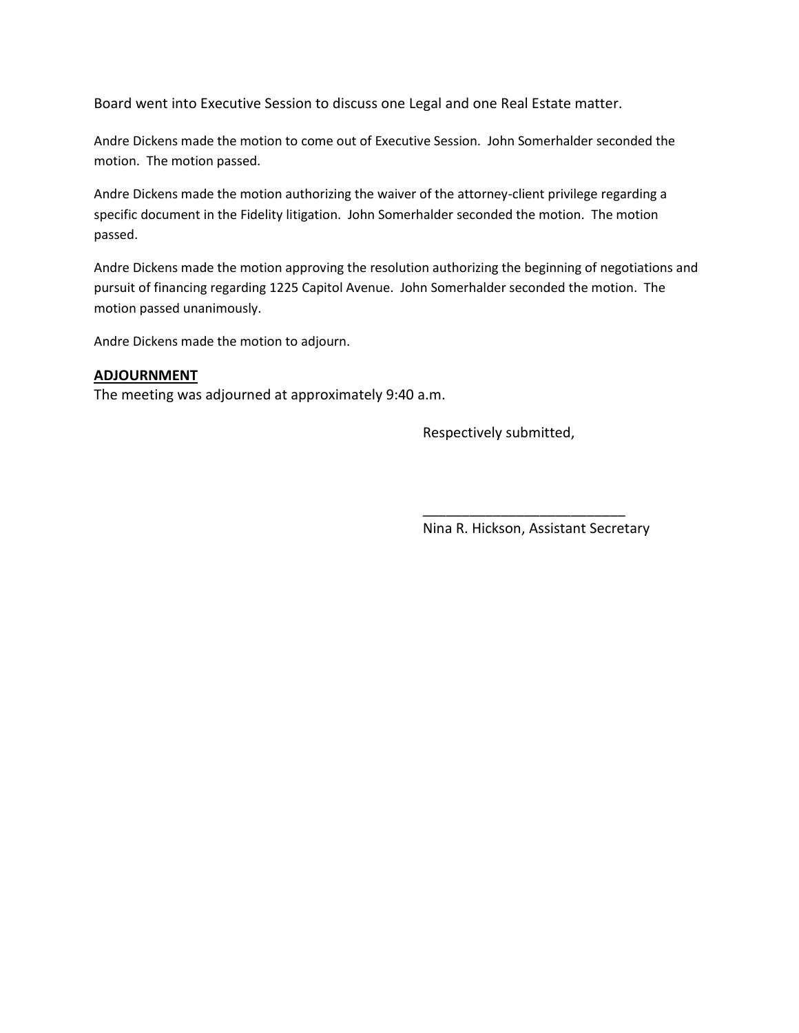Board went into Executive Session to discuss one Legal and one Real Estate matter.

Andre Dickens made the motion to come out of Executive Session. John Somerhalder seconded the motion. The motion passed.

Andre Dickens made the motion authorizing the waiver of the attorney-client privilege regarding a specific document in the Fidelity litigation. John Somerhalder seconded the motion. The motion passed.

Andre Dickens made the motion approving the resolution authorizing the beginning of negotiations and pursuit of financing regarding 1225 Capitol Avenue. John Somerhalder seconded the motion. The motion passed unanimously.

Andre Dickens made the motion to adjourn.

**ADJOURNMENT**

The meeting was adjourned at approximately 9:40 a.m.

Respectively submitted,

\_\_\_\_\_\_\_\_\_\_\_\_\_\_\_\_\_\_\_\_\_\_\_\_\_\_

Nina R. Hickson, Assistant Secretary